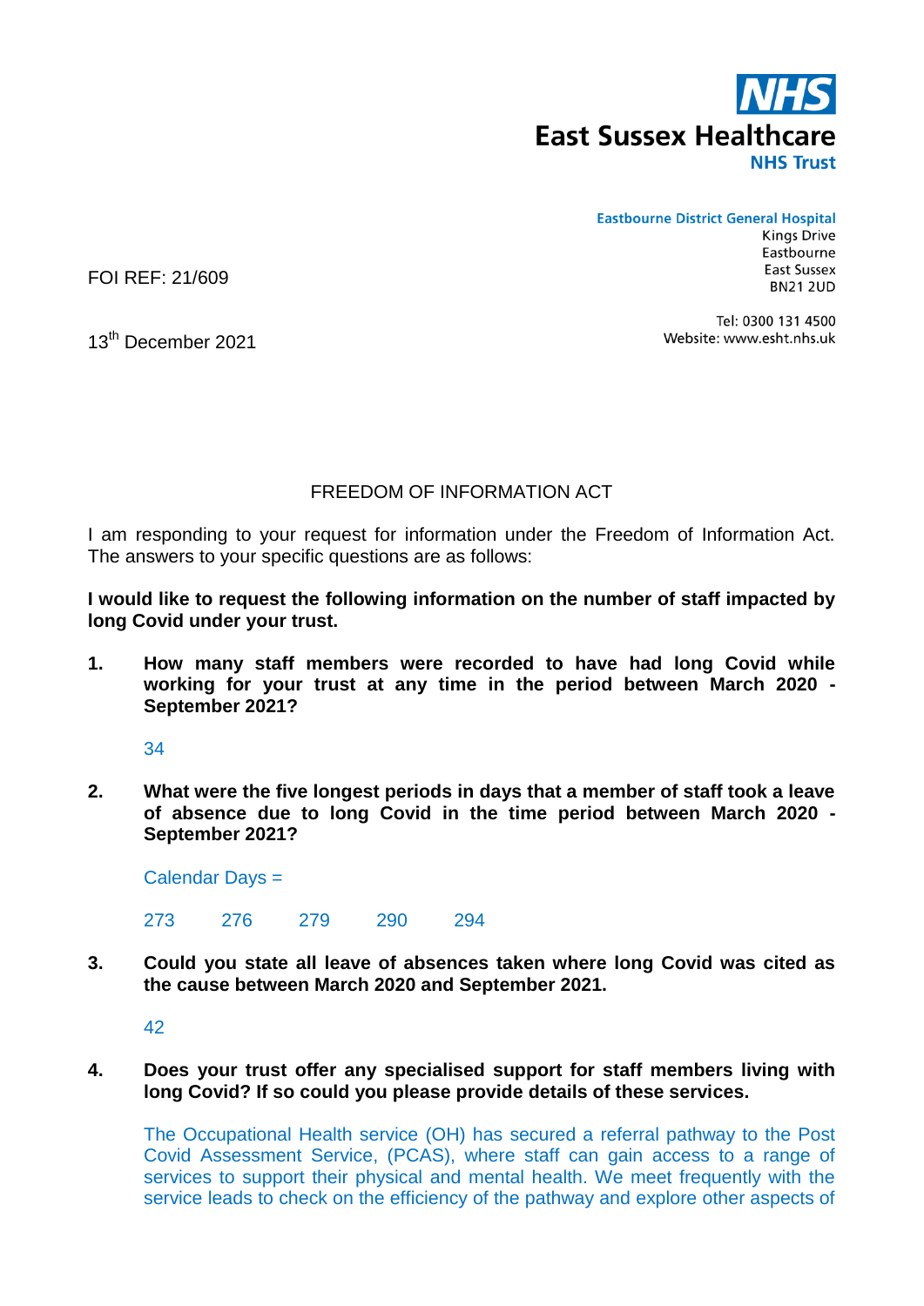**NHS**

**East Sussex Healthcare**
**NHS Trust**

**Eastbourne District General Hospital**
Kings Drive
Eastbourne
East Sussex
BN21 2UD

Tel: 0300 131 4500
Website: www.esht.nhs.uk

FOI REF: 21/609

13th December 2021

FREEDOM OF INFORMATION ACT

I am responding to your request for information under the Freedom of Information Act. The answers to your specific questions are as follows:

**I would like to request the following information on the number of staff impacted by long Covid under your trust.**

1. **How many staff members were recorded to have had long Covid while working for your trust at any time in the period between March 2020 - September 2021?**

   34

2. **What were the five longest periods in days that a member of staff took a leave of absence due to long Covid in the time period between March 2020 - September 2021?**

   Calendar Days =

   273 276 279 290 294

3. **Could you state all leave of absences taken where long Covid was cited as the cause between March 2020 and September 2021.**

   42

4. **Does your trust offer any specialised support for staff members living with long Covid? If so could you please provide details of these services.**

   The Occupational Health service (OH) has secured a referral pathway to the Post Covid Assessment Service, (PCAS), where staff can gain access to a range of services to support their physical and mental health. We meet frequently with the service leads to check on the efficiency of the pathway and explore other aspects of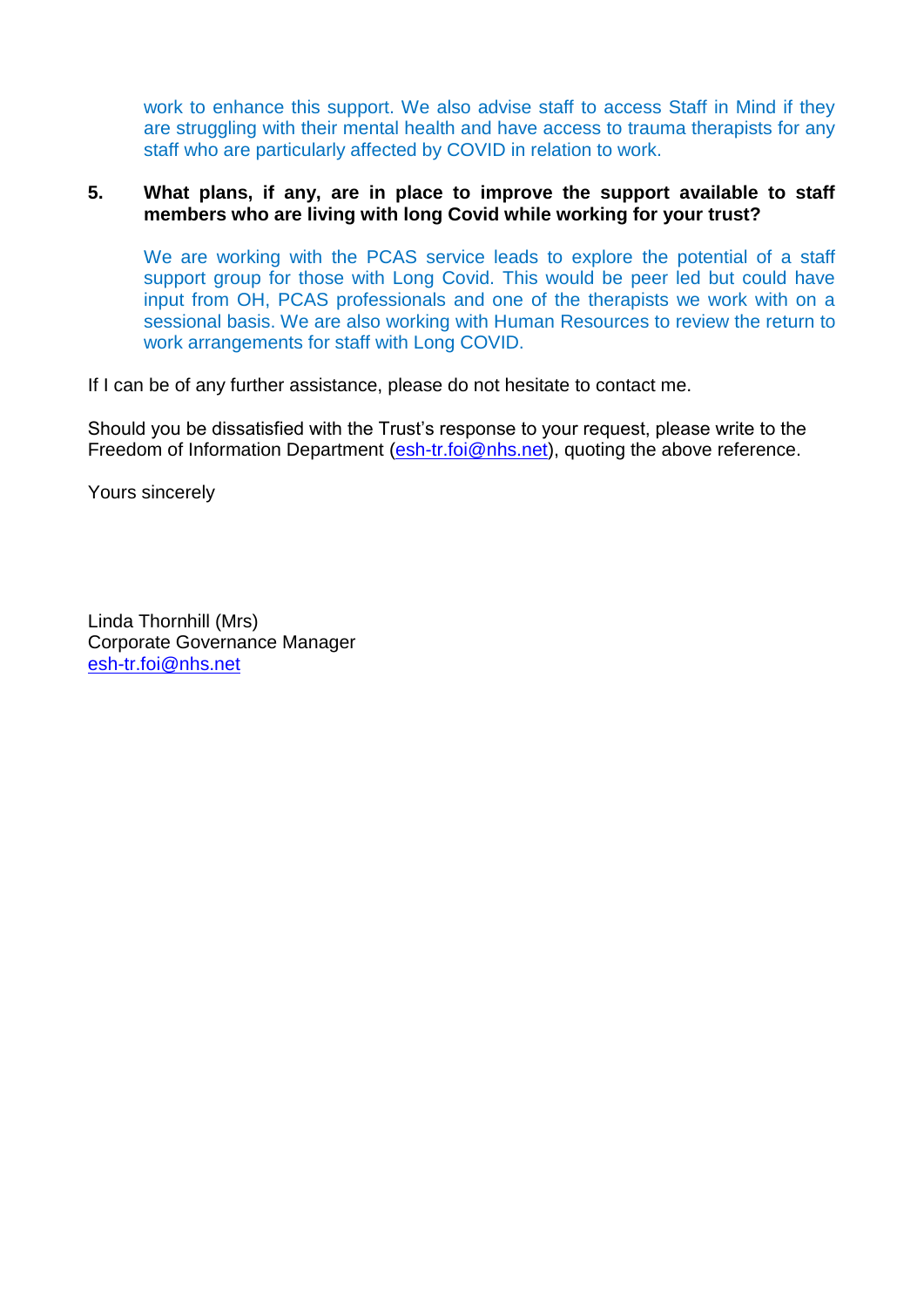work to enhance this support. We also advise staff to access Staff in Mind if they are struggling with their mental health and have access to trauma therapists for any staff who are particularly affected by COVID in relation to work.

**5. What plans, if any, are in place to improve the support available to staff members who are living with long Covid while working for your trust?**

We are working with the PCAS service leads to explore the potential of a staff support group for those with Long Covid. This would be peer led but could have input from OH, PCAS professionals and one of the therapists we work with on a sessional basis. We are also working with Human Resources to review the return to work arrangements for staff with Long COVID.

If I can be of any further assistance, please do not hesitate to contact me.

Should you be dissatisfied with the Trust's response to your request, please write to the Freedom of Information Department (esh-tr.foi@nhs.net), quoting the above reference.

Yours sincerely

Linda Thornhill (Mrs)
Corporate Governance Manager
esh-tr.foi@nhs.net